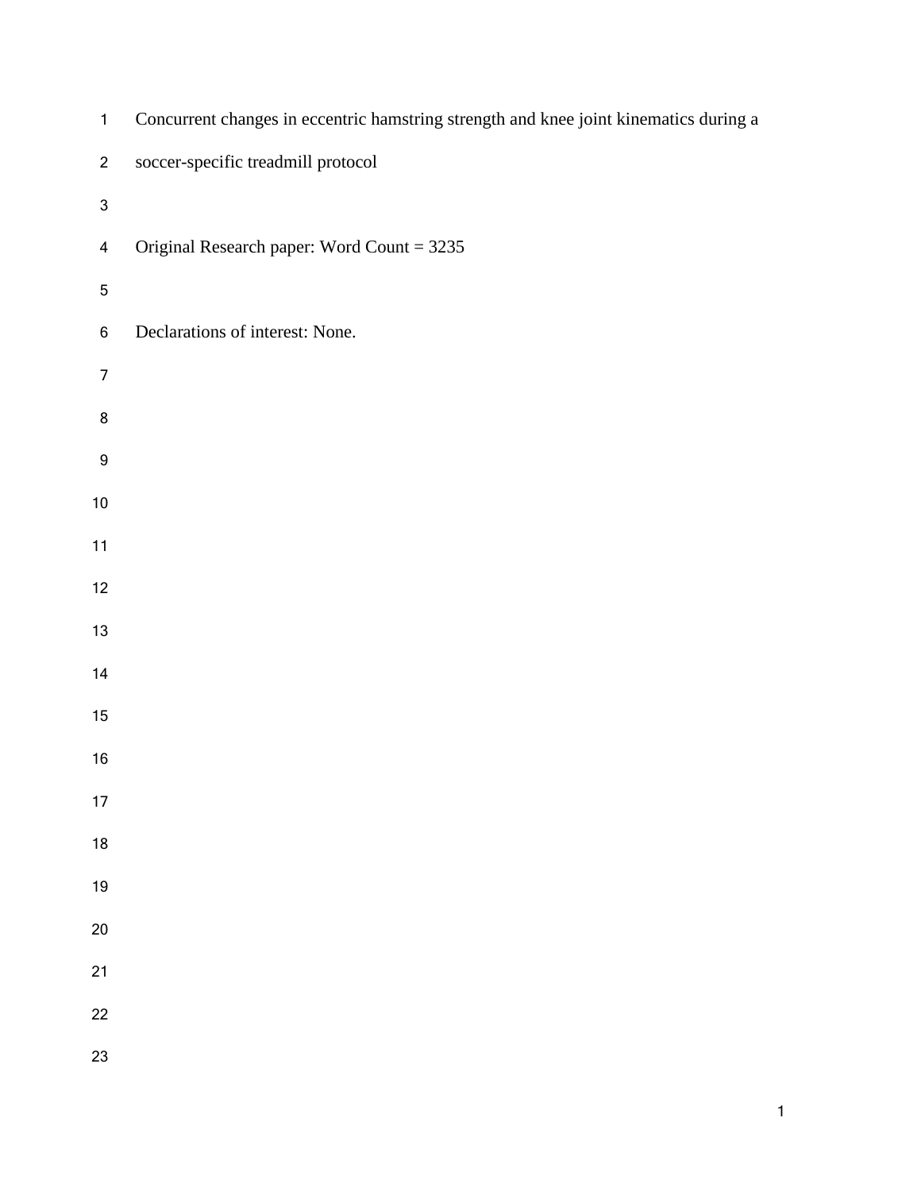# Concurrent changes in eccentric hamstring strength and knee joint kinematics during a soccer-specific treadmill protocol

Original Research paper: Word Count = 3235

Declarations of interest: None.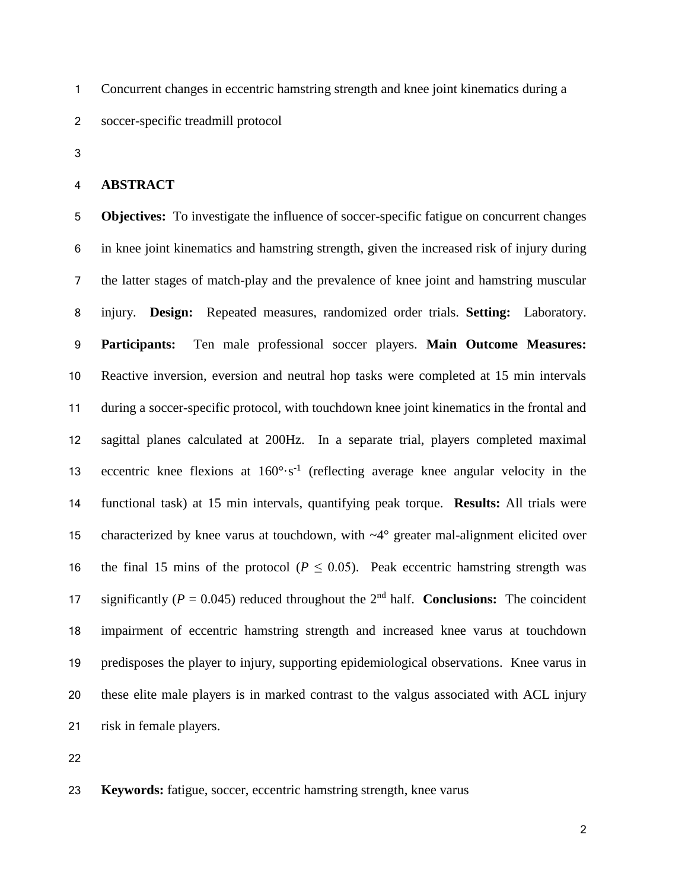Concurrent changes in eccentric hamstring strength and knee joint kinematics during a soccer-specific treadmill protocol

## ABSTRACT

**Objectives:** To investigate the influence of soccer-specific fatigue on concurrent changes in knee joint kinematics and hamstring strength, given the increased risk of injury during the latter stages of match-play and the prevalence of knee joint and hamstring muscular injury. **Design:** Repeated measures, randomized order trials. **Setting:** Laboratory. **Participants:** Ten male professional soccer players. **Main Outcome Measures:** Reactive inversion, eversion and neutral hop tasks were completed at 15 min intervals during a soccer-specific protocol, with touchdown knee joint kinematics in the frontal and sagittal planes calculated at 200Hz. In a separate trial, players completed maximal eccentric knee flexions at $160°\cdot s^{-1}$ (reflecting average knee angular velocity in the functional task) at 15 min intervals, quantifying peak torque. **Results:** All trials were characterized by knee varus at touchdown, with ~4° greater mal-alignment elicited over the final 15 mins of the protocol ($P \leq 0.05$). Peak eccentric hamstring strength was significantly ($P = 0.045$) reduced throughout the 2nd half. **Conclusions:** The coincident impairment of eccentric hamstring strength and increased knee varus at touchdown predisposes the player to injury, supporting epidemiological observations. Knee varus in these elite male players is in marked contrast to the valgus associated with ACL injury risk in female players.

**Keywords:** fatigue, soccer, eccentric hamstring strength, knee varus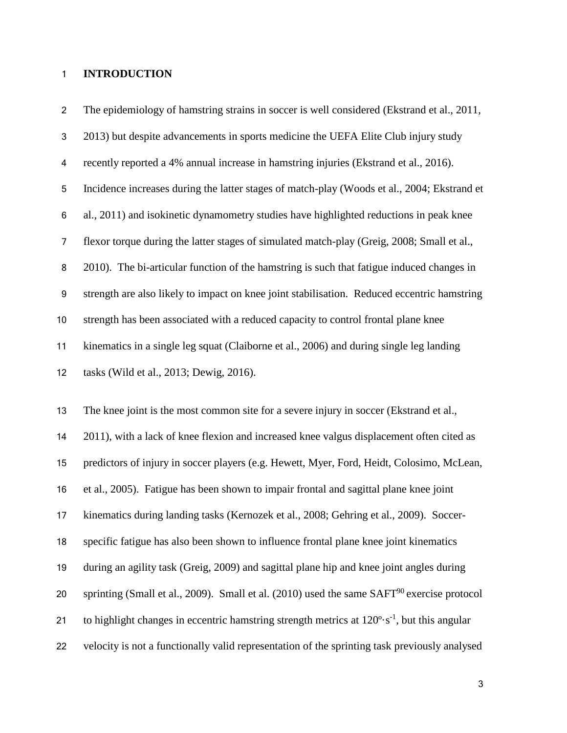# INTRODUCTION

The epidemiology of hamstring strains in soccer is well considered (Ekstrand et al., 2011, 2013) but despite advancements in sports medicine the UEFA Elite Club injury study recently reported a 4% annual increase in hamstring injuries (Ekstrand et al., 2016). Incidence increases during the latter stages of match-play (Woods et al., 2004; Ekstrand et al., 2011) and isokinetic dynamometry studies have highlighted reductions in peak knee flexor torque during the latter stages of simulated match-play (Greig, 2008; Small et al., 2010). The bi-articular function of the hamstring is such that fatigue induced changes in strength are also likely to impact on knee joint stabilisation. Reduced eccentric hamstring strength has been associated with a reduced capacity to control frontal plane knee kinematics in a single leg squat (Claiborne et al., 2006) and during single leg landing tasks (Wild et al., 2013; Dewig, 2016).

The knee joint is the most common site for a severe injury in soccer (Ekstrand et al., 2011), with a lack of knee flexion and increased knee valgus displacement often cited as predictors of injury in soccer players (e.g. Hewett, Myer, Ford, Heidt, Colosimo, McLean, et al., 2005). Fatigue has been shown to impair frontal and sagittal plane knee joint kinematics during landing tasks (Kernozek et al., 2008; Gehring et al., 2009). Soccer-specific fatigue has also been shown to influence frontal plane knee joint kinematics during an agility task (Greig, 2009) and sagittal plane hip and knee joint angles during sprinting (Small et al., 2009). Small et al. (2010) used the same $SAFT^{90}$ exercise protocol to highlight changes in eccentric hamstring strength metrics at $120^{o}\cdot s^{-1}$, but this angular velocity is not a functionally valid representation of the sprinting task previously analysed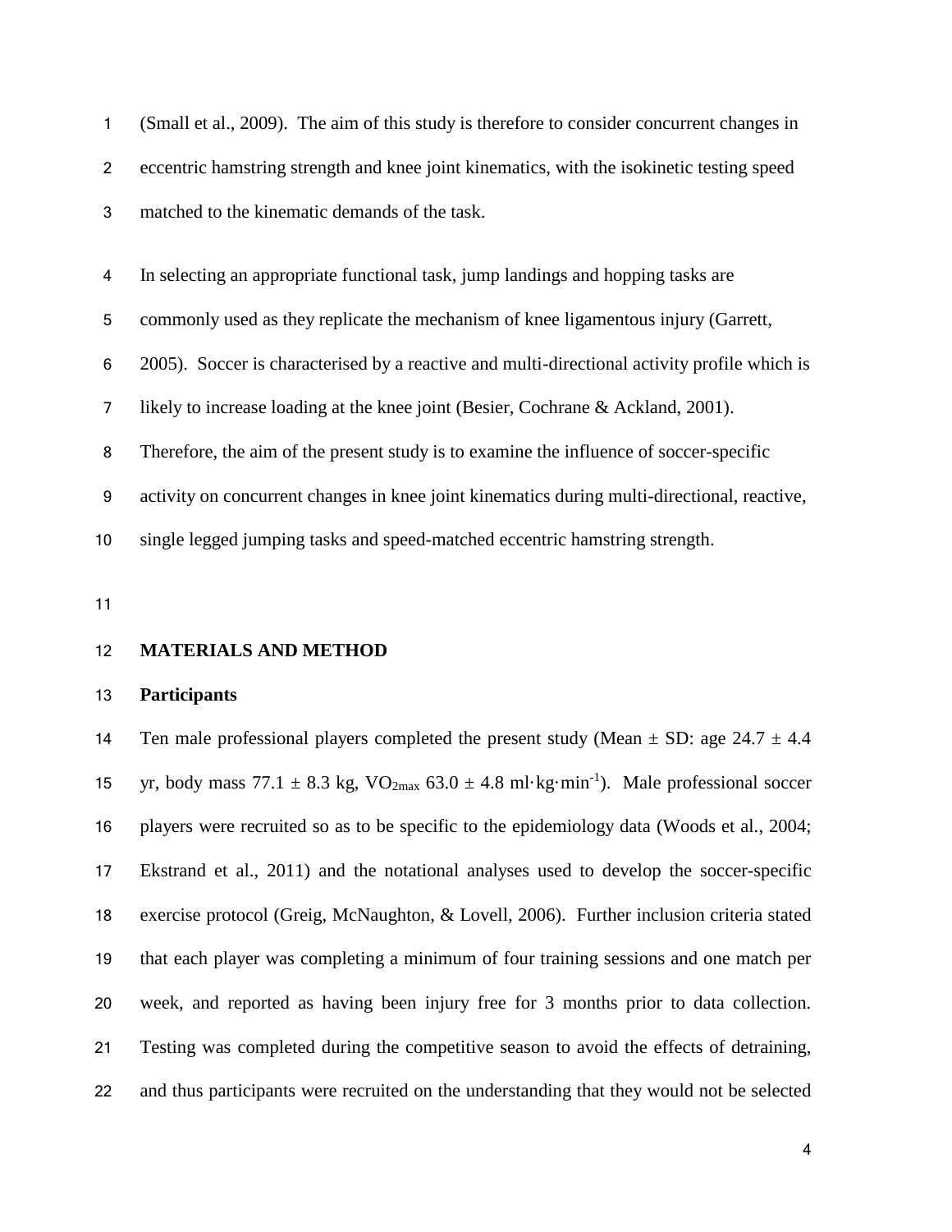(Small et al., 2009). The aim of this study is therefore to consider concurrent changes in eccentric hamstring strength and knee joint kinematics, with the isokinetic testing speed matched to the kinematic demands of the task.

In selecting an appropriate functional task, jump landings and hopping tasks are commonly used as they replicate the mechanism of knee ligamentous injury (Garrett, 2005). Soccer is characterised by a reactive and multi-directional activity profile which is likely to increase loading at the knee joint (Besier, Cochrane & Ackland, 2001). Therefore, the aim of the present study is to examine the influence of soccer-specific activity on concurrent changes in knee joint kinematics during multi-directional, reactive, single legged jumping tasks and speed-matched eccentric hamstring strength.

## MATERIALS AND METHOD

### Participants

Ten male professional players completed the present study (Mean ± SD: age 24.7 ± 4.4 yr, body mass 77.1 ± 8.3 kg, $VO_{2max}$ 63.0 ± 4.8 $ml \cdot kg \cdot min^{-1}$). Male professional soccer players were recruited so as to be specific to the epidemiology data (Woods et al., 2004; Ekstrand et al., 2011) and the notational analyses used to develop the soccer-specific exercise protocol (Greig, McNaughton, & Lovell, 2006). Further inclusion criteria stated that each player was completing a minimum of four training sessions and one match per week, and reported as having been injury free for 3 months prior to data collection. Testing was completed during the competitive season to avoid the effects of detraining, and thus participants were recruited on the understanding that they would not be selected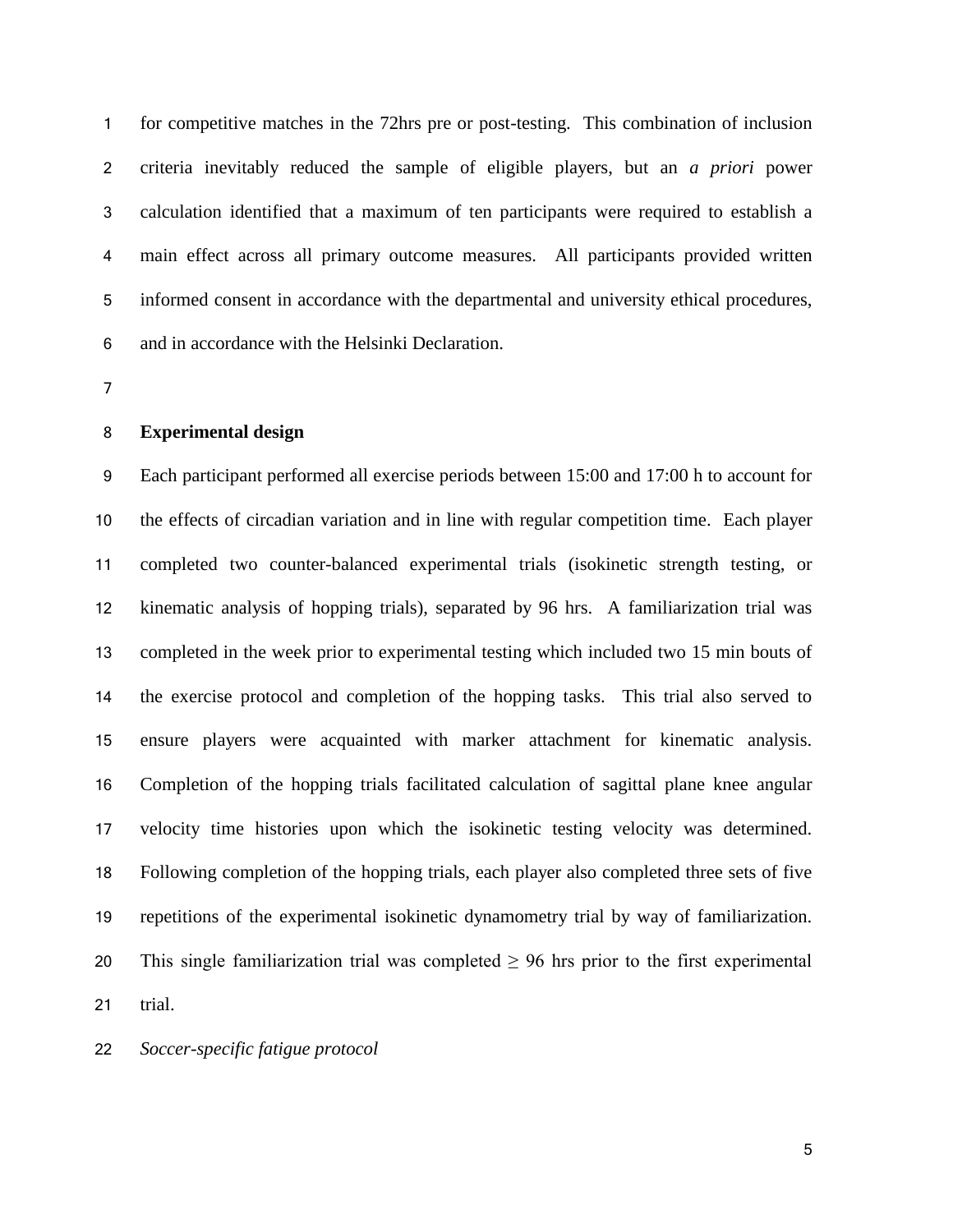for competitive matches in the 72hrs pre or post-testing. This combination of inclusion criteria inevitably reduced the sample of eligible players, but an *a priori* power calculation identified that a maximum of ten participants were required to establish a main effect across all primary outcome measures. All participants provided written informed consent in accordance with the departmental and university ethical procedures, and in accordance with the Helsinki Declaration.

## Experimental design

Each participant performed all exercise periods between 15:00 and 17:00 h to account for the effects of circadian variation and in line with regular competition time. Each player completed two counter-balanced experimental trials (isokinetic strength testing, or kinematic analysis of hopping trials), separated by 96 hrs. A familiarization trial was completed in the week prior to experimental testing which included two 15 min bouts of the exercise protocol and completion of the hopping tasks. This trial also served to ensure players were acquainted with marker attachment for kinematic analysis. Completion of the hopping trials facilitated calculation of sagittal plane knee angular velocity time histories upon which the isokinetic testing velocity was determined. Following completion of the hopping trials, each player also completed three sets of five repetitions of the experimental isokinetic dynamometry trial by way of familiarization. This single familiarization trial was completed ≥ 96 hrs prior to the first experimental trial.

*Soccer-specific fatigue protocol*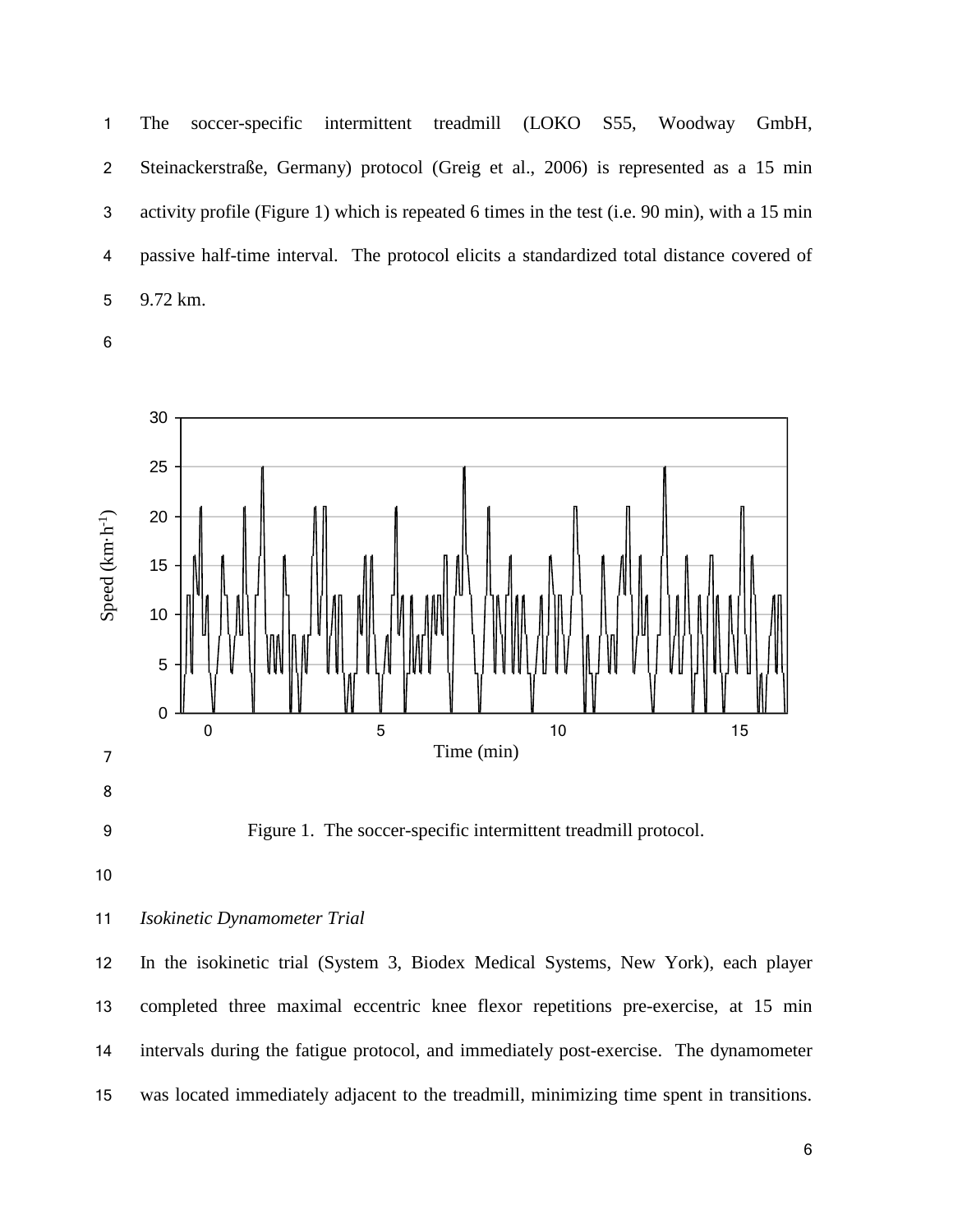The soccer-specific intermittent treadmill (LOKO S55, Woodway GmbH, Steinackerstraße, Germany) protocol (Greig et al., 2006) is represented as a 15 min activity profile (Figure 1) which is repeated 6 times in the test (i.e. 90 min), with a 15 min passive half-time interval. The protocol elicits a standardized total distance covered of 9.72 km.

Figure 1. The soccer-specific intermittent treadmill protocol.

*Isokinetic Dynamometer Trial*

In the isokinetic trial (System 3, Biodex Medical Systems, New York), each player completed three maximal eccentric knee flexor repetitions pre-exercise, at 15 min intervals during the fatigue protocol, and immediately post-exercise. The dynamometer was located immediately adjacent to the treadmill, minimizing time spent in transitions.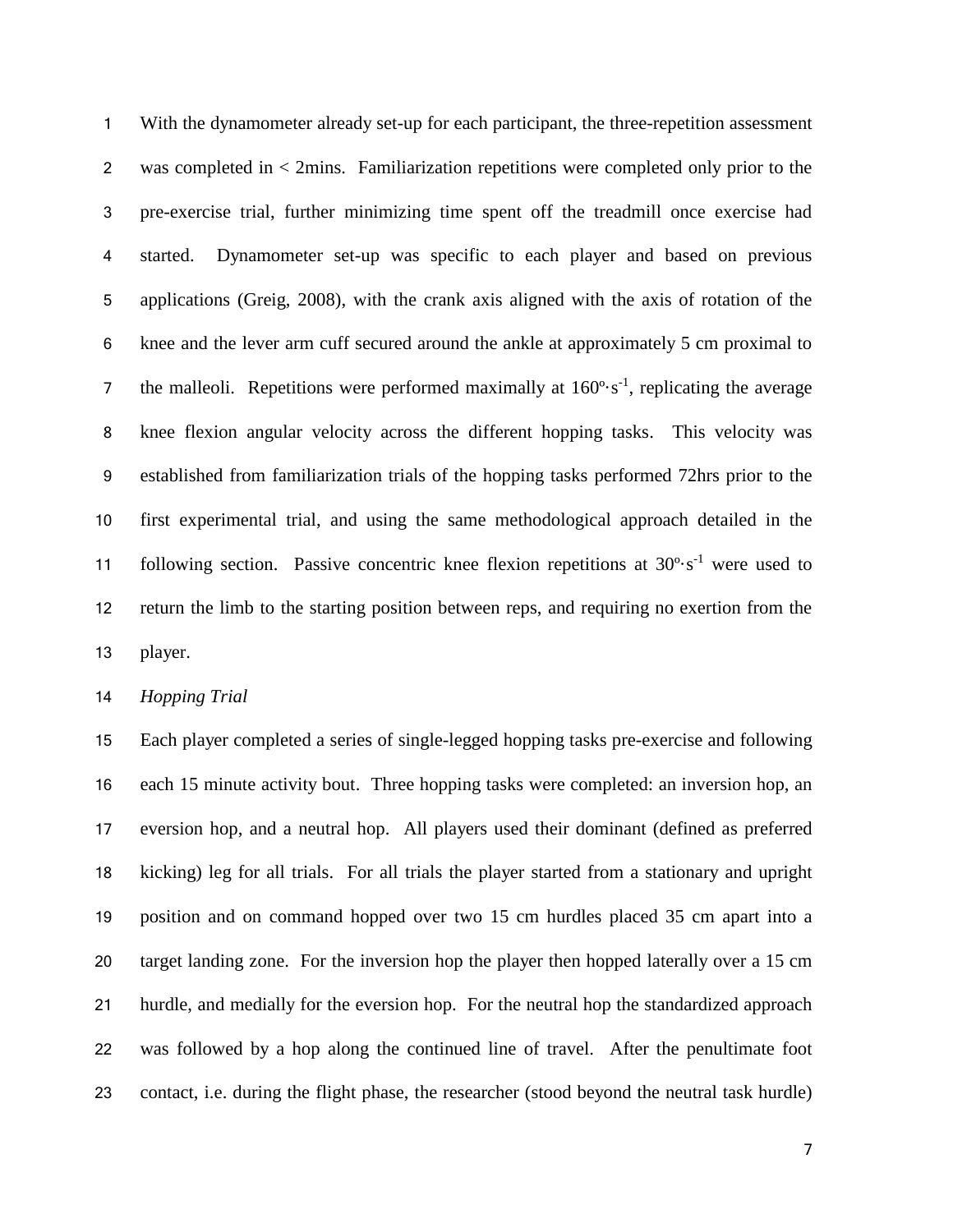With the dynamometer already set-up for each participant, the three-repetition assessment was completed in < 2mins. Familiarization repetitions were completed only prior to the pre-exercise trial, further minimizing time spent off the treadmill once exercise had started. Dynamometer set-up was specific to each player and based on previous applications (Greig, 2008), with the crank axis aligned with the axis of rotation of the knee and the lever arm cuff secured around the ankle at approximately 5 cm proximal to the malleoli. Repetitions were performed maximally at $160^{o}\cdot s^{-1}$, replicating the average knee flexion angular velocity across the different hopping tasks. This velocity was established from familiarization trials of the hopping tasks performed 72hrs prior to the first experimental trial, and using the same methodological approach detailed in the following section. Passive concentric knee flexion repetitions at $30^{o}\cdot s^{-1}$ were used to return the limb to the starting position between reps, and requiring no exertion from the player.

*Hopping Trial*

Each player completed a series of single-legged hopping tasks pre-exercise and following each 15 minute activity bout. Three hopping tasks were completed: an inversion hop, an eversion hop, and a neutral hop. All players used their dominant (defined as preferred kicking) leg for all trials. For all trials the player started from a stationary and upright position and on command hopped over two 15 cm hurdles placed 35 cm apart into a target landing zone. For the inversion hop the player then hopped laterally over a 15 cm hurdle, and medially for the eversion hop. For the neutral hop the standardized approach was followed by a hop along the continued line of travel. After the penultimate foot contact, i.e. during the flight phase, the researcher (stood beyond the neutral task hurdle)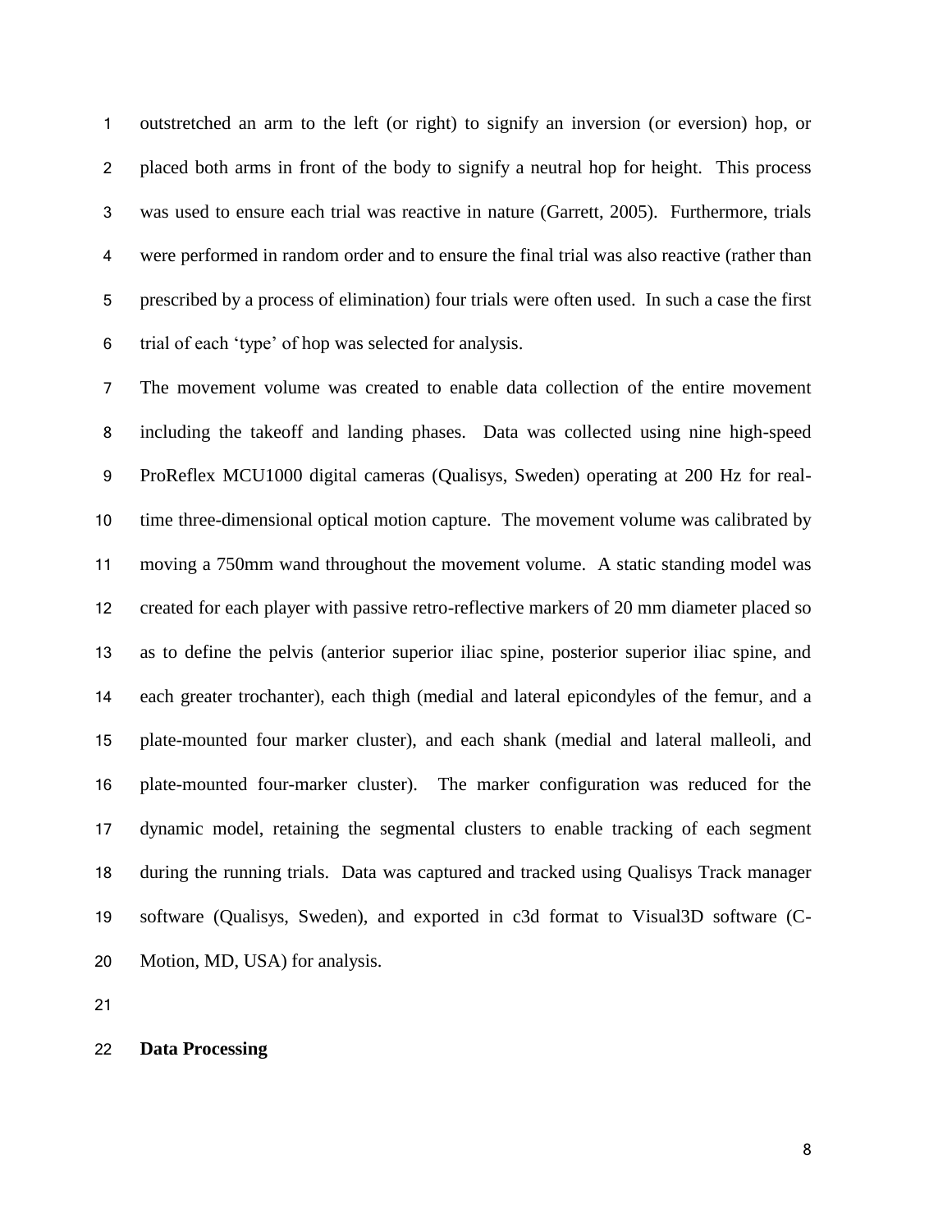outstretched an arm to the left (or right) to signify an inversion (or eversion) hop, or placed both arms in front of the body to signify a neutral hop for height. This process was used to ensure each trial was reactive in nature (Garrett, 2005). Furthermore, trials were performed in random order and to ensure the final trial was also reactive (rather than prescribed by a process of elimination) four trials were often used. In such a case the first trial of each 'type' of hop was selected for analysis.

The movement volume was created to enable data collection of the entire movement including the takeoff and landing phases. Data was collected using nine high-speed ProReflex MCU1000 digital cameras (Qualisys, Sweden) operating at 200 Hz for real-time three-dimensional optical motion capture. The movement volume was calibrated by moving a 750mm wand throughout the movement volume. A static standing model was created for each player with passive retro-reflective markers of 20 mm diameter placed so as to define the pelvis (anterior superior iliac spine, posterior superior iliac spine, and each greater trochanter), each thigh (medial and lateral epicondyles of the femur, and a plate-mounted four marker cluster), and each shank (medial and lateral malleoli, and plate-mounted four-marker cluster). The marker configuration was reduced for the dynamic model, retaining the segmental clusters to enable tracking of each segment during the running trials. Data was captured and tracked using Qualisys Track manager software (Qualisys, Sweden), and exported in c3d format to Visual3D software (C-Motion, MD, USA) for analysis.

**Data Processing**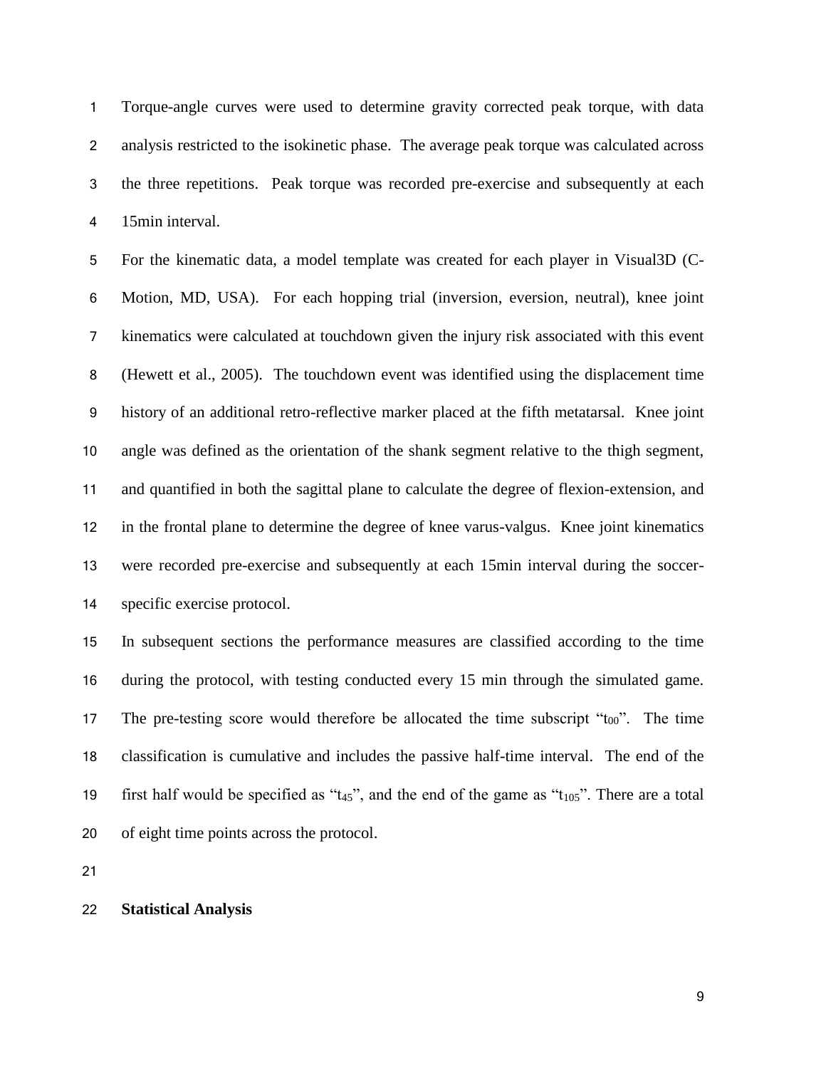Torque-angle curves were used to determine gravity corrected peak torque, with data analysis restricted to the isokinetic phase. The average peak torque was calculated across the three repetitions. Peak torque was recorded pre-exercise and subsequently at each 15min interval.

For the kinematic data, a model template was created for each player in Visual3D (C-Motion, MD, USA). For each hopping trial (inversion, eversion, neutral), knee joint kinematics were calculated at touchdown given the injury risk associated with this event (Hewett et al., 2005). The touchdown event was identified using the displacement time history of an additional retro-reflective marker placed at the fifth metatarsal. Knee joint angle was defined as the orientation of the shank segment relative to the thigh segment, and quantified in both the sagittal plane to calculate the degree of flexion-extension, and in the frontal plane to determine the degree of knee varus-valgus. Knee joint kinematics were recorded pre-exercise and subsequently at each 15min interval during the soccer-specific exercise protocol.

In subsequent sections the performance measures are classified according to the time during the protocol, with testing conducted every 15 min through the simulated game. The pre-testing score would therefore be allocated the time subscript "$t_{00}$". The time classification is cumulative and includes the passive half-time interval. The end of the first half would be specified as "$t_{45}$", and the end of the game as "$t_{105}$". There are a total of eight time points across the protocol.

## Statistical Analysis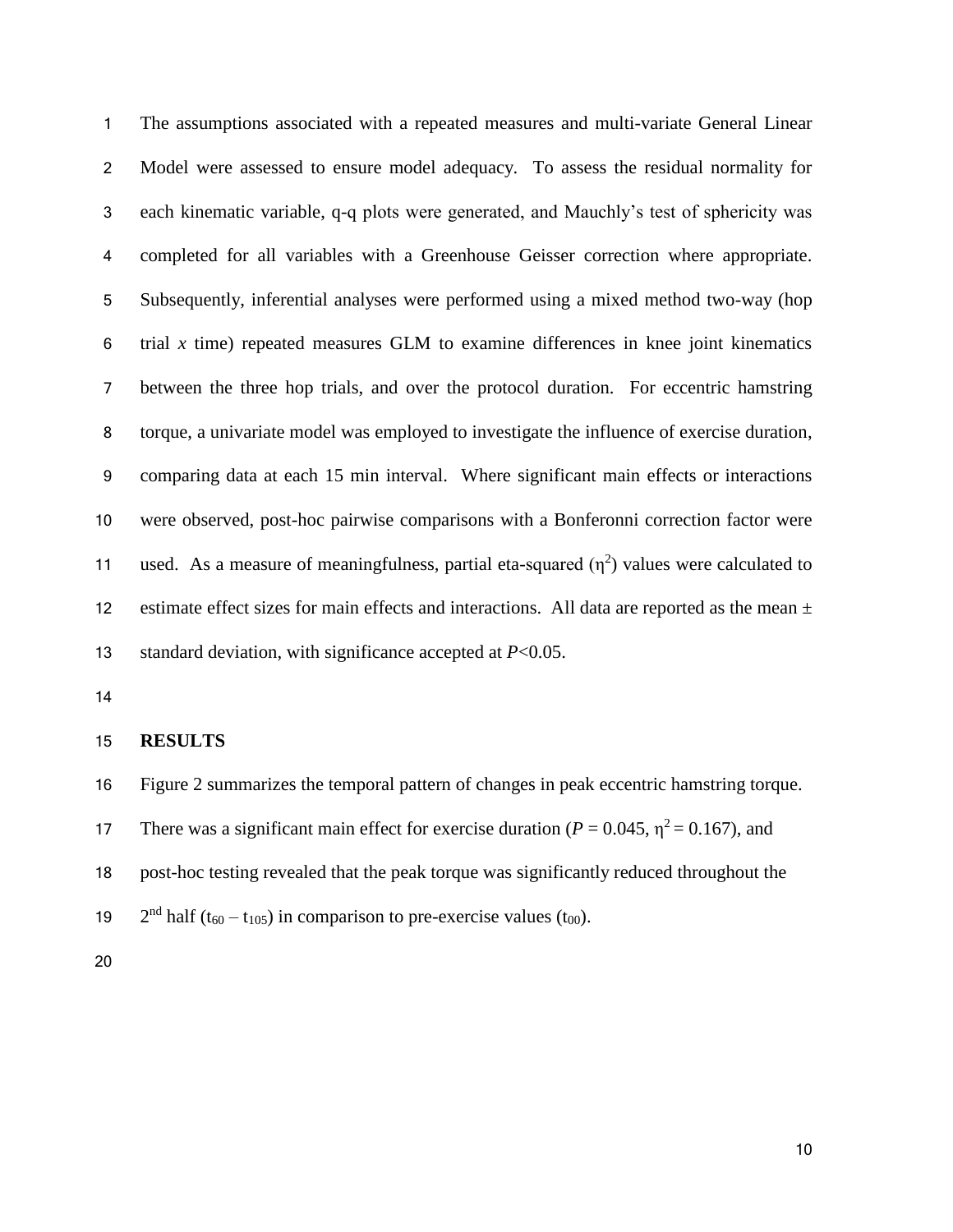The assumptions associated with a repeated measures and multi-variate General Linear Model were assessed to ensure model adequacy. To assess the residual normality for each kinematic variable, q-q plots were generated, and Mauchly's test of sphericity was completed for all variables with a Greenhouse Geisser correction where appropriate. Subsequently, inferential analyses were performed using a mixed method two-way (hop trial *x* time) repeated measures GLM to examine differences in knee joint kinematics between the three hop trials, and over the protocol duration. For eccentric hamstring torque, a univariate model was employed to investigate the influence of exercise duration, comparing data at each 15 min interval. Where significant main effects or interactions were observed, post-hoc pairwise comparisons with a Bonferonni correction factor were used. As a measure of meaningfulness, partial eta-squared ($\eta^2$) values were calculated to estimate effect sizes for main effects and interactions. All data are reported as the mean ± standard deviation, with significance accepted at $P<0.05$.

## RESULTS

Figure 2 summarizes the temporal pattern of changes in peak eccentric hamstring torque. There was a significant main effect for exercise duration ($P = 0.045$, $\eta^2 = 0.167$), and post-hoc testing revealed that the peak torque was significantly reduced throughout the 2nd half ($t_{60} – t_{105}$) in comparison to pre-exercise values ($t_{00}$).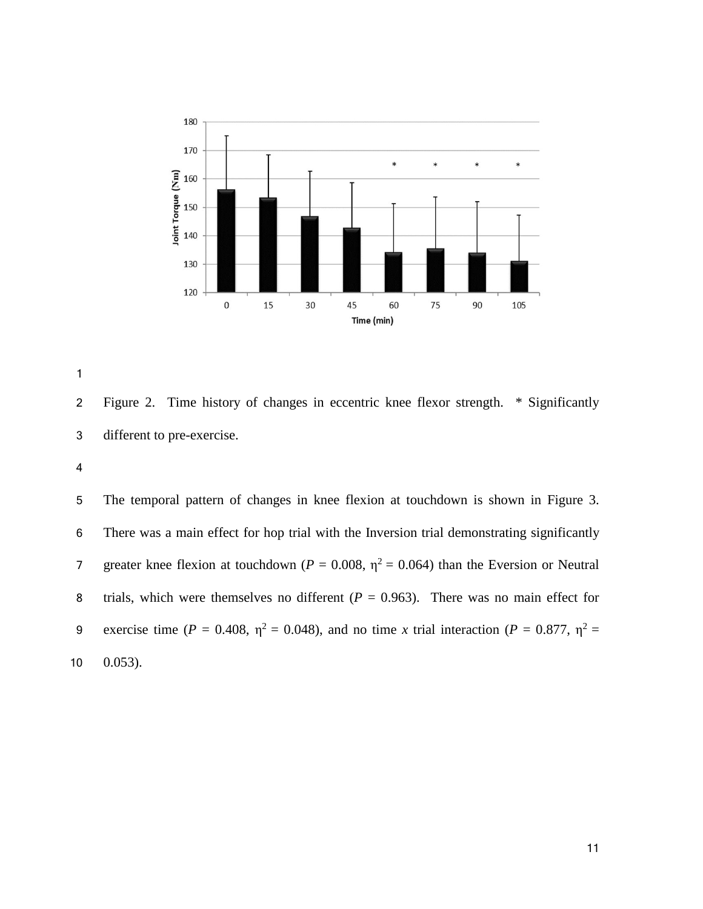Figure 2. Time history of changes in eccentric knee flexor strength. * Significantly different to pre-exercise.

The temporal pattern of changes in knee flexion at touchdown is shown in Figure 3. There was a main effect for hop trial with the Inversion trial demonstrating significantly greater knee flexion at touchdown ($P$ = 0.008, $\eta^2$ = 0.064) than the Eversion or Neutral trials, which were themselves no different ($P$ = 0.963). There was no main effect for exercise time ($P$ = 0.408, $\eta^2$ = 0.048), and no time $x$ trial interaction ($P$ = 0.877, $\eta^2$ = 0.053).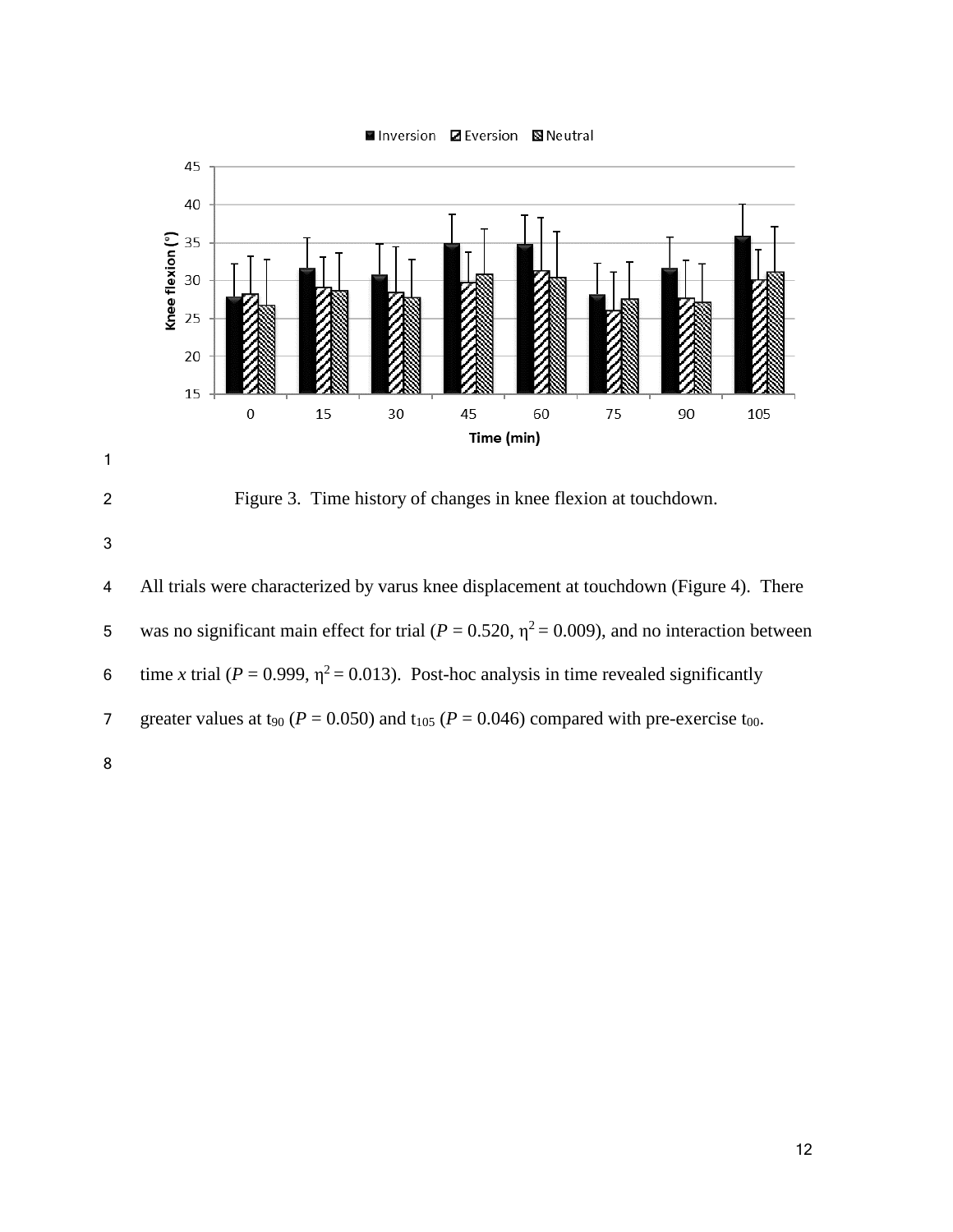Figure 3. Time history of changes in knee flexion at touchdown.

All trials were characterized by varus knee displacement at touchdown (Figure 4). There was no significant main effect for trial (*P* = 0.520, $\eta^2 = 0.009$), and no interaction between time *x* trial (*P* = 0.999, $\eta^2 = 0.013$). Post-hoc analysis in time revealed significantly greater values at $t_{90}$ (*P* = 0.050) and $t_{105}$ (*P* = 0.046) compared with pre-exercise $t_{00}$.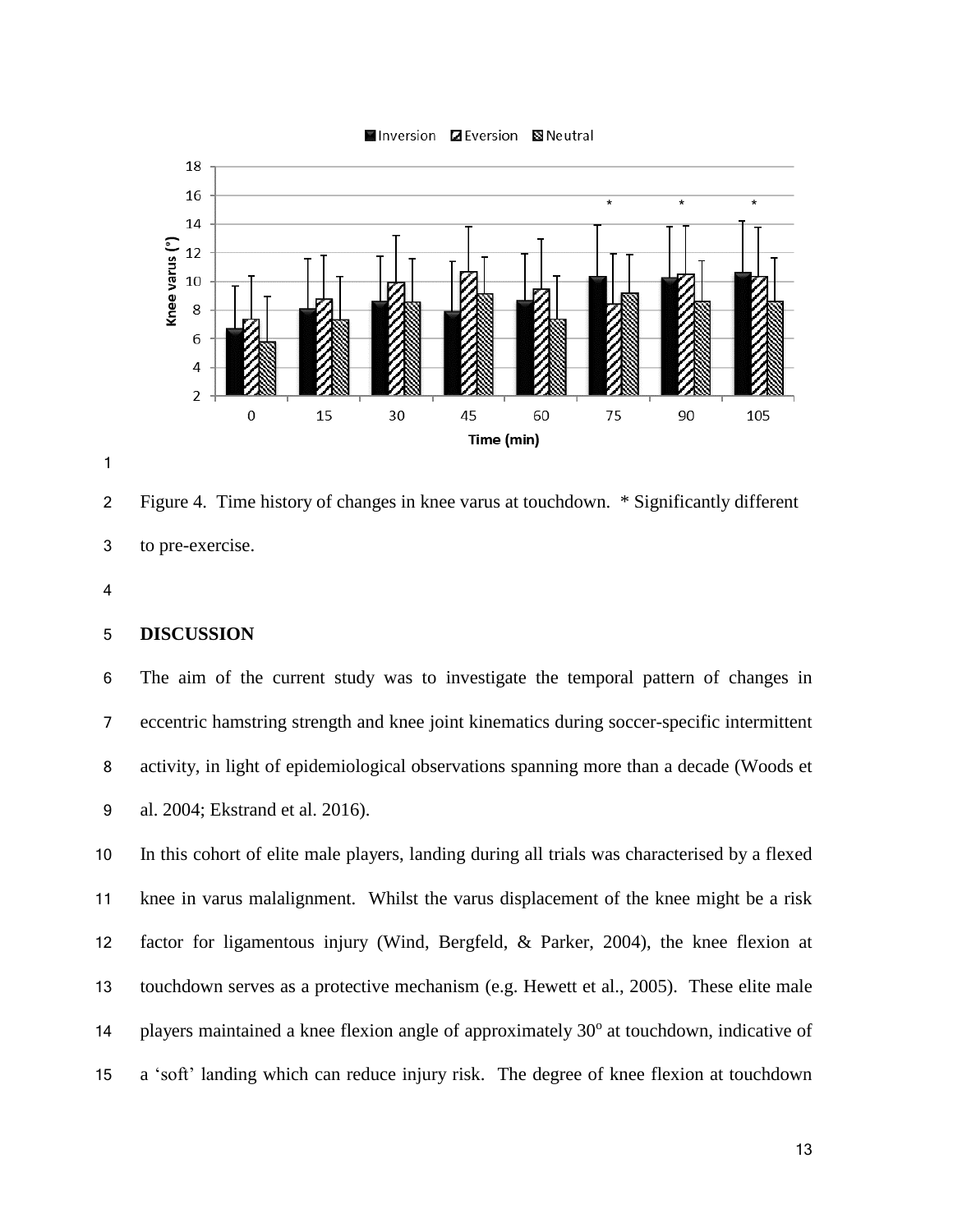Figure 4. Time history of changes in knee varus at touchdown. * Significantly different to pre-exercise.

## DISCUSSION

The aim of the current study was to investigate the temporal pattern of changes in eccentric hamstring strength and knee joint kinematics during soccer-specific intermittent activity, in light of epidemiological observations spanning more than a decade (Woods et al. 2004; Ekstrand et al. 2016).

In this cohort of elite male players, landing during all trials was characterised by a flexed knee in varus malalignment. Whilst the varus displacement of the knee might be a risk factor for ligamentous injury (Wind, Bergfeld, & Parker, 2004), the knee flexion at touchdown serves as a protective mechanism (e.g. Hewett et al., 2005). These elite male players maintained a knee flexion angle of approximately 30$^{o}$ at touchdown, indicative of a 'soft' landing which can reduce injury risk. The degree of knee flexion at touchdown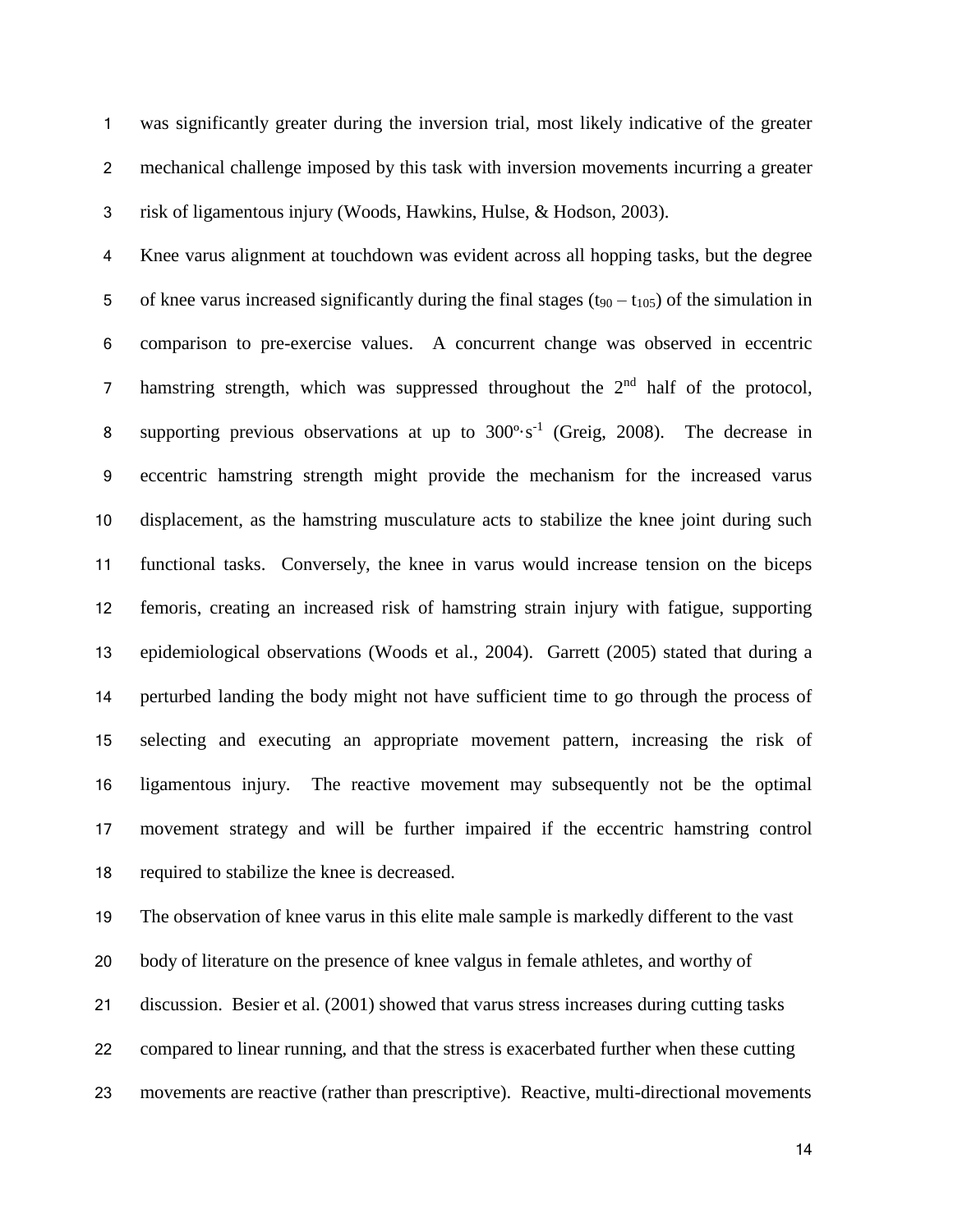was significantly greater during the inversion trial, most likely indicative of the greater mechanical challenge imposed by this task with inversion movements incurring a greater risk of ligamentous injury (Woods, Hawkins, Hulse, & Hodson, 2003).

Knee varus alignment at touchdown was evident across all hopping tasks, but the degree of knee varus increased significantly during the final stages ($t_{90} – t_{105}$) of the simulation in comparison to pre-exercise values. A concurrent change was observed in eccentric hamstring strength, which was suppressed throughout the 2nd half of the protocol, supporting previous observations at up to $300^{o}{\cdot}s^{-1}$ (Greig, 2008). The decrease in eccentric hamstring strength might provide the mechanism for the increased varus displacement, as the hamstring musculature acts to stabilize the knee joint during such functional tasks. Conversely, the knee in varus would increase tension on the biceps femoris, creating an increased risk of hamstring strain injury with fatigue, supporting epidemiological observations (Woods et al., 2004). Garrett (2005) stated that during a perturbed landing the body might not have sufficient time to go through the process of selecting and executing an appropriate movement pattern, increasing the risk of ligamentous injury. The reactive movement may subsequently not be the optimal movement strategy and will be further impaired if the eccentric hamstring control required to stabilize the knee is decreased.

The observation of knee varus in this elite male sample is markedly different to the vast body of literature on the presence of knee valgus in female athletes, and worthy of discussion. Besier et al. (2001) showed that varus stress increases during cutting tasks compared to linear running, and that the stress is exacerbated further when these cutting movements are reactive (rather than prescriptive). Reactive, multi-directional movements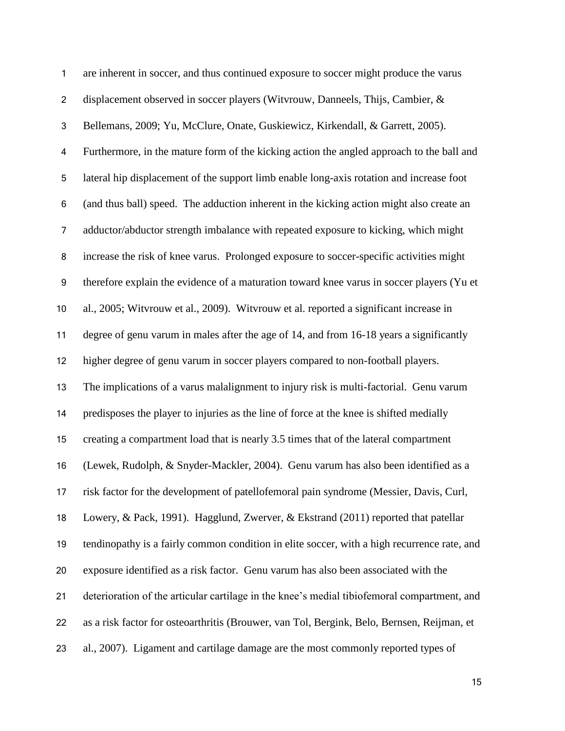are inherent in soccer, and thus continued exposure to soccer might produce the varus displacement observed in soccer players (Witvrouw, Danneels, Thijs, Cambier, & Bellemans, 2009; Yu, McClure, Onate, Guskiewicz, Kirkendall, & Garrett, 2005). Furthermore, in the mature form of the kicking action the angled approach to the ball and lateral hip displacement of the support limb enable long-axis rotation and increase foot (and thus ball) speed. The adduction inherent in the kicking action might also create an adductor/abductor strength imbalance with repeated exposure to kicking, which might increase the risk of knee varus. Prolonged exposure to soccer-specific activities might therefore explain the evidence of a maturation toward knee varus in soccer players (Yu et al., 2005; Witvrouw et al., 2009). Witvrouw et al. reported a significant increase in degree of genu varum in males after the age of 14, and from 16-18 years a significantly higher degree of genu varum in soccer players compared to non-football players.

The implications of a varus malalignment to injury risk is multi-factorial. Genu varum predisposes the player to injuries as the line of force at the knee is shifted medially creating a compartment load that is nearly 3.5 times that of the lateral compartment (Lewek, Rudolph, & Snyder-Mackler, 2004). Genu varum has also been identified as a risk factor for the development of patellofemoral pain syndrome (Messier, Davis, Curl, Lowery, & Pack, 1991). Hagglund, Zwerver, & Ekstrand (2011) reported that patellar tendinopathy is a fairly common condition in elite soccer, with a high recurrence rate, and exposure identified as a risk factor. Genu varum has also been associated with the deterioration of the articular cartilage in the knee's medial tibiofemoral compartment, and as a risk factor for osteoarthritis (Brouwer, van Tol, Bergink, Belo, Bernsen, Reijman, et al., 2007). Ligament and cartilage damage are the most commonly reported types of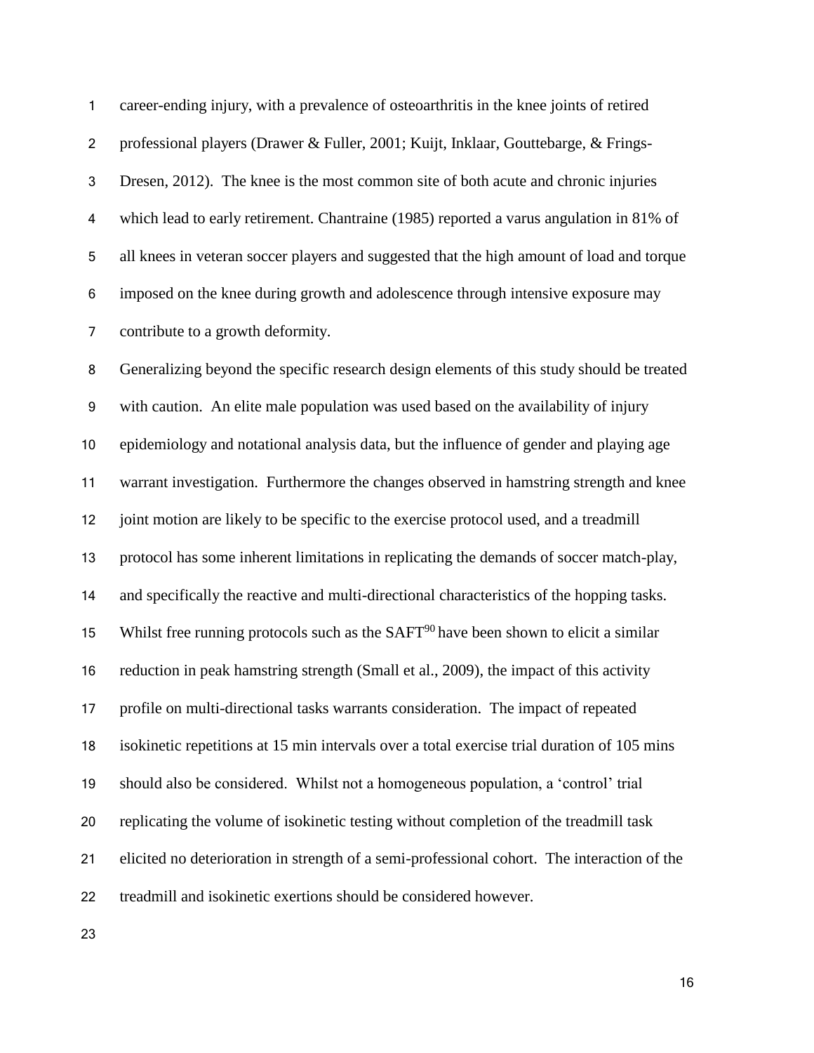career-ending injury, with a prevalence of osteoarthritis in the knee joints of retired professional players (Drawer & Fuller, 2001; Kuijt, Inklaar, Gouttebarge, & Frings-Dresen, 2012). The knee is the most common site of both acute and chronic injuries which lead to early retirement. Chantraine (1985) reported a varus angulation in 81% of all knees in veteran soccer players and suggested that the high amount of load and torque imposed on the knee during growth and adolescence through intensive exposure may contribute to a growth deformity.

Generalizing beyond the specific research design elements of this study should be treated with caution. An elite male population was used based on the availability of injury epidemiology and notational analysis data, but the influence of gender and playing age warrant investigation. Furthermore the changes observed in hamstring strength and knee joint motion are likely to be specific to the exercise protocol used, and a treadmill protocol has some inherent limitations in replicating the demands of soccer match-play, and specifically the reactive and multi-directional characteristics of the hopping tasks. Whilst free running protocols such as the $SAFT^{90}$ have been shown to elicit a similar reduction in peak hamstring strength (Small et al., 2009), the impact of this activity profile on multi-directional tasks warrants consideration. The impact of repeated isokinetic repetitions at 15 min intervals over a total exercise trial duration of 105 mins should also be considered. Whilst not a homogeneous population, a 'control' trial replicating the volume of isokinetic testing without completion of the treadmill task elicited no deterioration in strength of a semi-professional cohort. The interaction of the treadmill and isokinetic exertions should be considered however.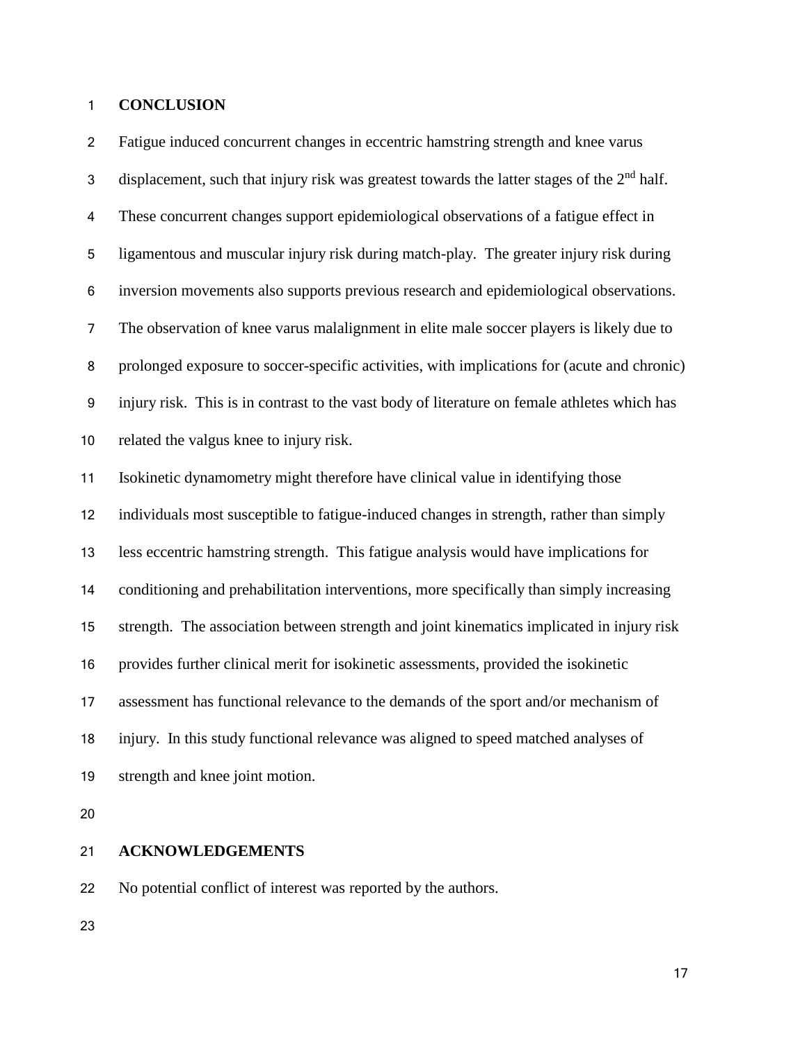## CONCLUSION

Fatigue induced concurrent changes in eccentric hamstring strength and knee varus displacement, such that injury risk was greatest towards the latter stages of the 2$^{nd}$ half. These concurrent changes support epidemiological observations of a fatigue effect in ligamentous and muscular injury risk during match-play. The greater injury risk during inversion movements also supports previous research and epidemiological observations. The observation of knee varus malalignment in elite male soccer players is likely due to prolonged exposure to soccer-specific activities, with implications for (acute and chronic) injury risk. This is in contrast to the vast body of literature on female athletes which has related the valgus knee to injury risk.

Isokinetic dynamometry might therefore have clinical value in identifying those individuals most susceptible to fatigue-induced changes in strength, rather than simply less eccentric hamstring strength. This fatigue analysis would have implications for conditioning and prehabilitation interventions, more specifically than simply increasing strength. The association between strength and joint kinematics implicated in injury risk provides further clinical merit for isokinetic assessments, provided the isokinetic assessment has functional relevance to the demands of the sport and/or mechanism of injury. In this study functional relevance was aligned to speed matched analyses of strength and knee joint motion.

## ACKNOWLEDGEMENTS

No potential conflict of interest was reported by the authors.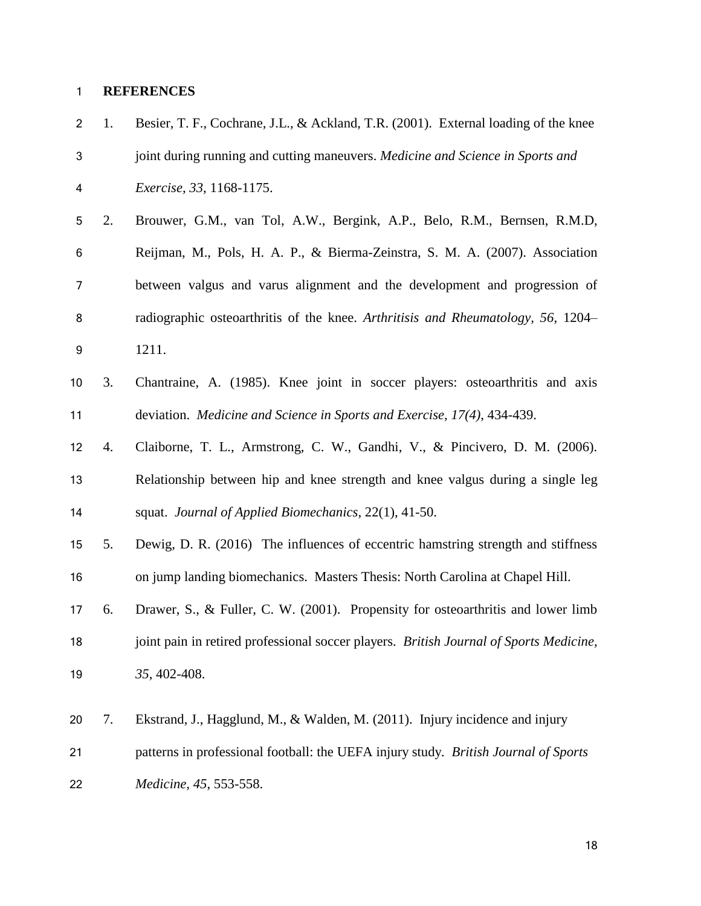# REFERENCES

1. Besier, T. F., Cochrane, J.L., & Ackland, T.R. (2001). External loading of the knee joint during running and cutting maneuvers. *Medicine and Science in Sports and Exercise, 33*, 1168-1175.
2. Brouwer, G.M., van Tol, A.W., Bergink, A.P., Belo, R.M., Bernsen, R.M.D, Reijman, M., Pols, H. A. P., & Bierma-Zeinstra, S. M. A. (2007). Association between valgus and varus alignment and the development and progression of radiographic osteoarthritis of the knee. *Arthritisis and Rheumatology, 56*, 1204–1211.
3. Chantraine, A. (1985). Knee joint in soccer players: osteoarthritis and axis deviation. *Medicine and Science in Sports and Exercise, 17(4)*, 434-439.
4. Claiborne, T. L., Armstrong, C. W., Gandhi, V., & Pincivero, D. M. (2006). Relationship between hip and knee strength and knee valgus during a single leg squat. *Journal of Applied Biomechanics*, 22(1), 41-50.
5. Dewig, D. R. (2016) The influences of eccentric hamstring strength and stiffness on jump landing biomechanics. Masters Thesis: North Carolina at Chapel Hill.
6. Drawer, S., & Fuller, C. W. (2001). Propensity for osteoarthritis and lower limb joint pain in retired professional soccer players. *British Journal of Sports Medicine, 35*, 402-408.
7. Ekstrand, J., Hagglund, M., & Walden, M. (2011). Injury incidence and injury patterns in professional football: the UEFA injury study. *British Journal of Sports Medicine, 45*, 553-558.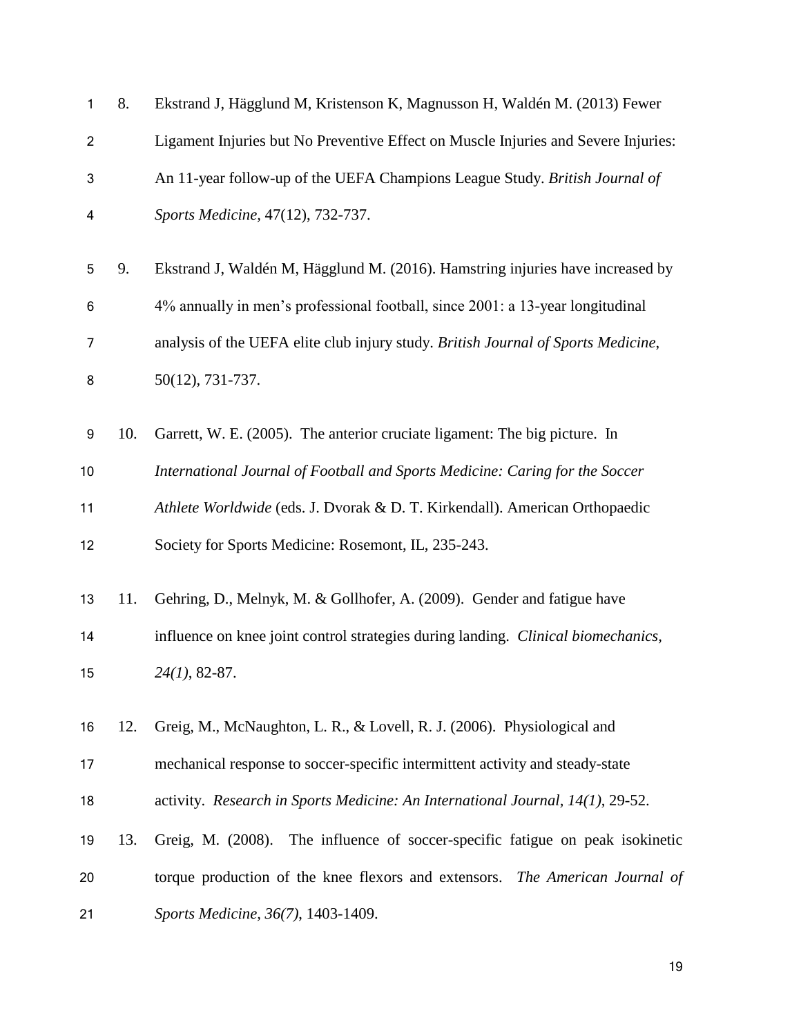8. Ekstrand J, Hägglund M, Kristenson K, Magnusson H, Waldén M. (2013) Fewer Ligament Injuries but No Preventive Effect on Muscle Injuries and Severe Injuries: An 11-year follow-up of the UEFA Champions League Study. *British Journal of Sports Medicine*, 47(12), 732-737.

9. Ekstrand J, Waldén M, Hägglund M. (2016). Hamstring injuries have increased by 4% annually in men's professional football, since 2001: a 13-year longitudinal analysis of the UEFA elite club injury study. *British Journal of Sports Medicine*, 50(12), 731-737.

10. Garrett, W. E. (2005). The anterior cruciate ligament: The big picture. In *International Journal of Football and Sports Medicine: Caring for the Soccer Athlete Worldwide* (eds. J. Dvorak & D. T. Kirkendall). American Orthopaedic Society for Sports Medicine: Rosemont, IL, 235-243.

11. Gehring, D., Melnyk, M. & Gollhofer, A. (2009). Gender and fatigue have influence on knee joint control strategies during landing. *Clinical biomechanics, 24(1)*, 82-87.

12. Greig, M., McNaughton, L. R., & Lovell, R. J. (2006). Physiological and mechanical response to soccer-specific intermittent activity and steady-state activity. *Research in Sports Medicine: An International Journal, 14(1)*, 29-52.

13. Greig, M. (2008). The influence of soccer-specific fatigue on peak isokinetic torque production of the knee flexors and extensors. *The American Journal of Sports Medicine, 36(7)*, 1403-1409.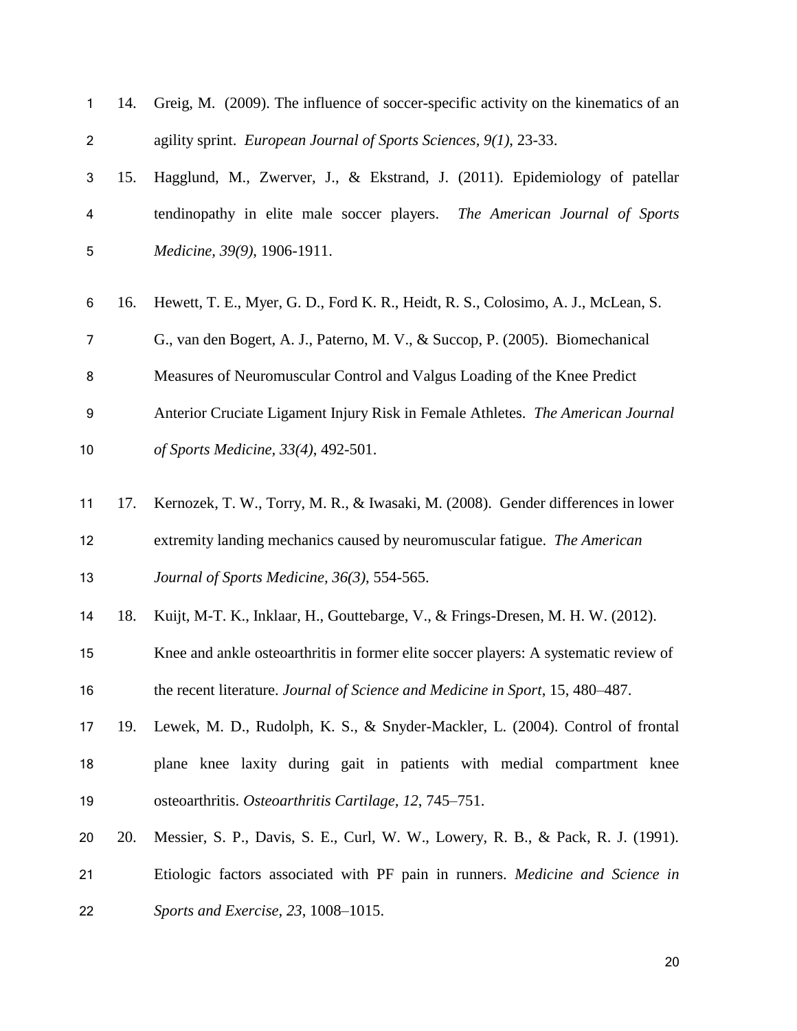14. Greig, M. (2009). The influence of soccer-specific activity on the kinematics of an agility sprint. *European Journal of Sports Sciences, 9(1)*, 23-33.

15. Hagglund, M., Zwerver, J., & Ekstrand, J. (2011). Epidemiology of patellar tendinopathy in elite male soccer players. *The American Journal of Sports Medicine*, *39(9)*, 1906-1911.

16. Hewett, T. E., Myer, G. D., Ford K. R., Heidt, R. S., Colosimo, A. J., McLean, S. G., van den Bogert, A. J., Paterno, M. V., & Succop, P. (2005). Biomechanical Measures of Neuromuscular Control and Valgus Loading of the Knee Predict Anterior Cruciate Ligament Injury Risk in Female Athletes. *The American Journal of Sports Medicine, 33(4)*, 492-501.

17. Kernozek, T. W., Torry, M. R., & Iwasaki, M. (2008). Gender differences in lower extremity landing mechanics caused by neuromuscular fatigue. *The American Journal of Sports Medicine*, *36(3)*, 554-565.

18. Kuijt, M-T. K., Inklaar, H., Gouttebarge, V., & Frings-Dresen, M. H. W. (2012). Knee and ankle osteoarthritis in former elite soccer players: A systematic review of the recent literature. *Journal of Science and Medicine in Sport*, 15, 480–487.

19. Lewek, M. D., Rudolph, K. S., & Snyder-Mackler, L. (2004). Control of frontal plane knee laxity during gait in patients with medial compartment knee osteoarthritis. *Osteoarthritis Cartilage*, *12*, 745–751.

20. Messier, S. P., Davis, S. E., Curl, W. W., Lowery, R. B., & Pack, R. J. (1991). Etiologic factors associated with PF pain in runners. *Medicine and Science in Sports and Exercise*, *23*, 1008–1015.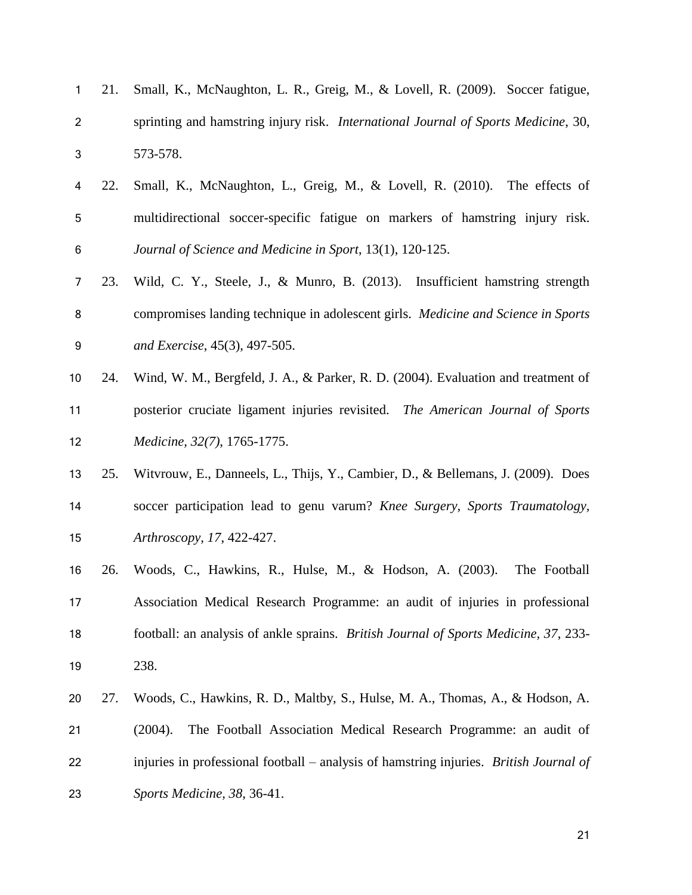21. Small, K., McNaughton, L. R., Greig, M., & Lovell, R. (2009). Soccer fatigue, sprinting and hamstring injury risk. *International Journal of Sports Medicine*, 30, 573-578.

22. Small, K., McNaughton, L., Greig, M., & Lovell, R. (2010). The effects of multidirectional soccer-specific fatigue on markers of hamstring injury risk. *Journal of Science and Medicine in Sport*, 13(1), 120-125.

23. Wild, C. Y., Steele, J., & Munro, B. (2013). Insufficient hamstring strength compromises landing technique in adolescent girls. *Medicine and Science in Sports and Exercise*, 45(3), 497-505.

24. Wind, W. M., Bergfeld, J. A., & Parker, R. D. (2004). Evaluation and treatment of posterior cruciate ligament injuries revisited. *The American Journal of Sports Medicine, 32(7)*, 1765-1775.

25. Witvrouw, E., Danneels, L., Thijs, Y., Cambier, D., & Bellemans, J. (2009). Does soccer participation lead to genu varum? *Knee Surgery, Sports Traumatology, Arthroscopy, 17*, 422-427.

26. Woods, C., Hawkins, R., Hulse, M., & Hodson, A. (2003). The Football Association Medical Research Programme: an audit of injuries in professional football: an analysis of ankle sprains. *British Journal of Sports Medicine, 37*, 233-238.

27. Woods, C., Hawkins, R. D., Maltby, S., Hulse, M. A., Thomas, A., & Hodson, A. (2004). The Football Association Medical Research Programme: an audit of injuries in professional football – analysis of hamstring injuries. *British Journal of Sports Medicine, 38*, 36-41.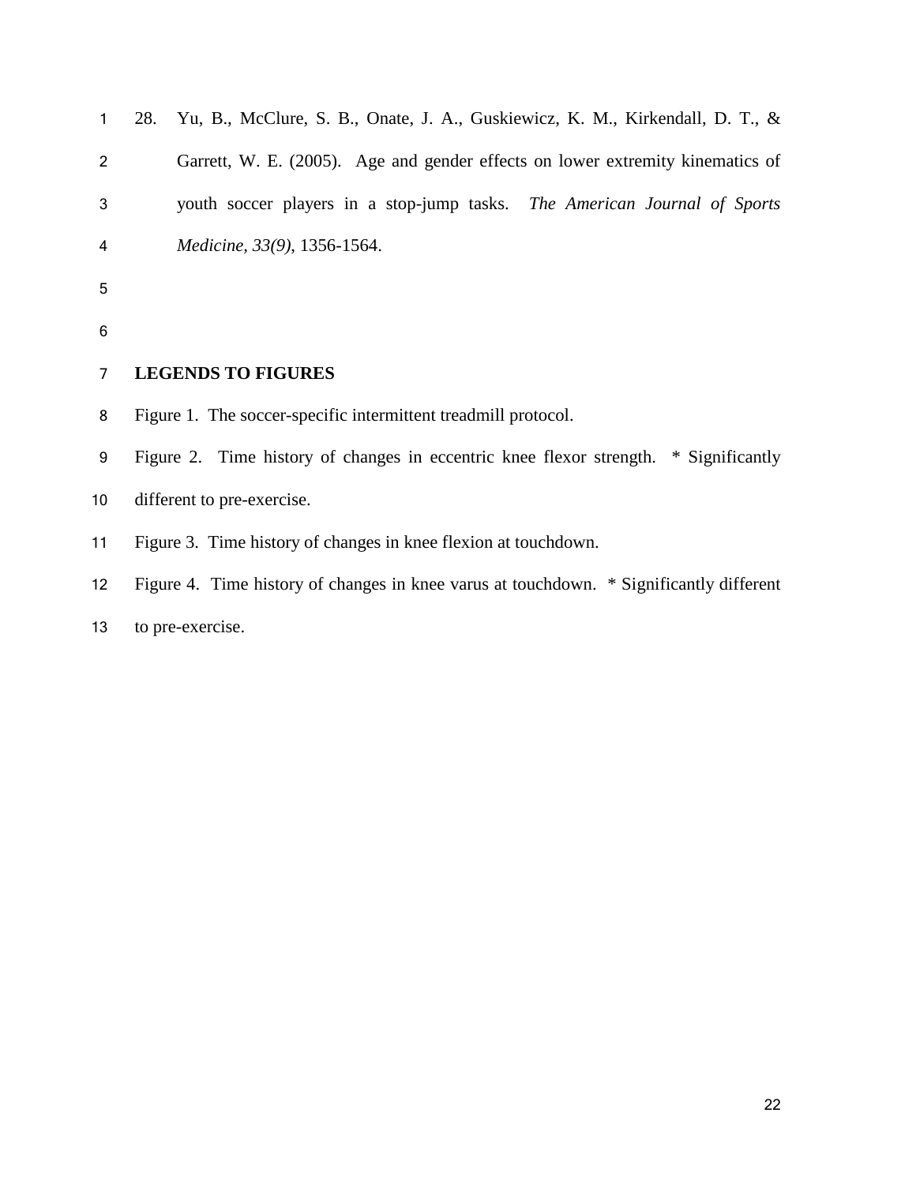28. Yu, B., McClure, S. B., Onate, J. A., Guskiewicz, K. M., Kirkendall, D. T., & Garrett, W. E. (2005). Age and gender effects on lower extremity kinematics of youth soccer players in a stop-jump tasks. *The American Journal of Sports Medicine, 33(9)*, 1356-1564.

## LEGENDS TO FIGURES

Figure 1. The soccer-specific intermittent treadmill protocol.

Figure 2. Time history of changes in eccentric knee flexor strength. * Significantly different to pre-exercise.

Figure 3. Time history of changes in knee flexion at touchdown.

Figure 4. Time history of changes in knee varus at touchdown. * Significantly different to pre-exercise.